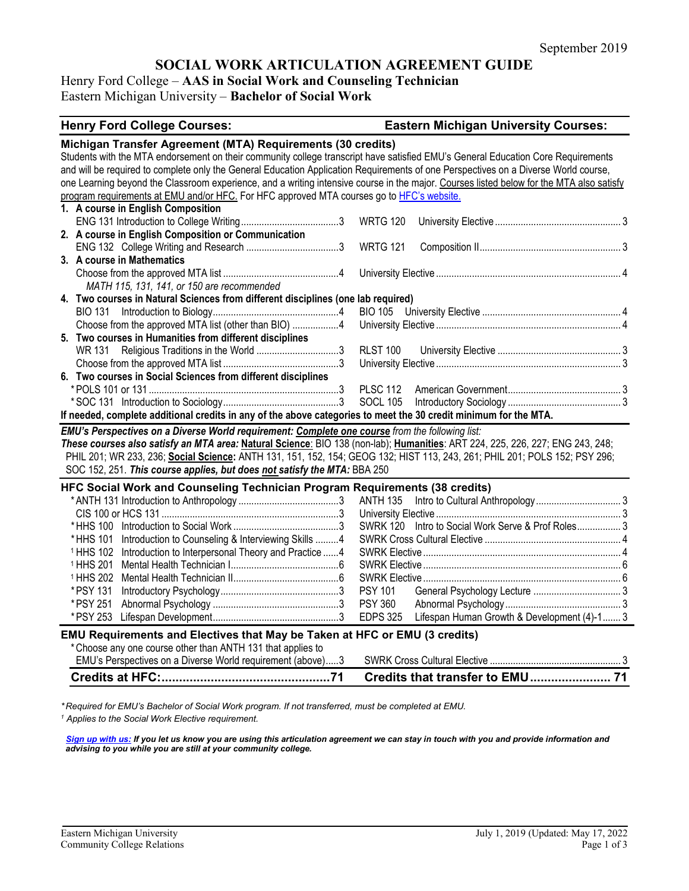September 2019

# SOCIAL WORK ARTICULATION AGREEMENT GUIDE

Henry Ford College – **AAS in Social Work and Counseling Technician**
Eastern Michigan University – **Bachelor of Social Work**

| Henry Ford College Courses: | | Eastern Michigan University Courses: | |
|---|---|---|---|
| **Michigan Transfer Agreement (MTA) Requirements (30 credits)** | | | |
| Students with the MTA endorsement on their community college transcript have satisfied EMU's General Education Core Requirements and will be required to complete only the General Education Application Requirements of one Perspectives on a Diverse World course, one Learning beyond the Classroom experience, and a writing intensive course in the major. Courses listed below for the MTA also satisfy program requirements at EMU and/or HFC. For HFC approved MTA courses go to HFC's website. | | | |
| **1. A course in English Composition** | | | |
| ENG 131 Introduction to College Writing | 3 | WRTG 120 University Elective | 3 |
| **2. A course in English Composition or Communication** | | | |
| ENG 132 College Writing and Research | 3 | WRTG 121 Composition II | 3 |
| **3. A course in Mathematics** | | | |
| Choose from the approved MTA list *MATH 115, 131, 141, or 150 are recommended* | 4 | University Elective | 4 |
| **4. Two courses in Natural Sciences from different disciplines (one lab required)** | | | |
| BIO 131 Introduction to Biology | 4 | BIO 105 University Elective | 4 |
| Choose from the approved MTA list (other than BIO) | 4 | University Elective | 4 |
| **5. Two courses in Humanities from different disciplines** | | | |
| WR 131 Religious Traditions in the World | 3 | RLST 100 University Elective | 3 |
| Choose from the approved MTA list | 3 | University Elective | 3 |
| **6. Two courses in Social Sciences from different disciplines** | | | |
| *POLS 101 or 131 | 3 | PLSC 112 American Government | 3 |
| *SOC 131 Introduction to Sociology | 3 | SOCL 105 Introductory Sociology | 3 |
| **If needed, complete additional credits in any of the above categories to meet the 30 credit minimum for the MTA.** | | | |

***EMU's Perspectives on a Diverse World requirement: Complete one course** from the following list:*
***These courses also satisfy an MTA area:* Natural Science**: BIO 138 (non-lab); **Humanities**: ART 224, 225, 226, 227; ENG 243, 248; PHIL 201; WR 233, 236; **Social Science:** ANTH 131, 151, 152, 154; GEOG 132; HIST 113, 243, 261; PHIL 201; POLS 152; PSY 296; SOC 152, 251. ***This course applies, but does not satisfy the MTA:*** BBA 250

| **HFC Social Work and Counseling Technician Program Requirements (38 credits)** | | | |
|---|---|---|---|
| *ANTH 131 Introduction to Anthropology | 3 | ANTH 135 Intro to Cultural Anthropology | 3 |
| CIS 100 or HCS 131 | 3 | University Elective | 3 |
| *HHS 100 Introduction to Social Work | 3 | SWRK 120 Intro to Social Work Serve & Prof Roles | 3 |
| *HHS 101 Introduction to Counseling & Interviewing Skills | 4 | SWRK Cross Cultural Elective | 4 |
| [1] HHS 102 Introduction to Interpersonal Theory and Practice | 4 | SWRK Elective | 4 |
| [1] HHS 201 Mental Health Technician I | 6 | SWRK Elective | 6 |
| [1] HHS 202 Mental Health Technician II | 6 | SWRK Elective | 6 |
| *PSY 131 Introductory Psychology | 3 | PSY 101 General Psychology Lecture | 3 |
| *PSY 251 Abnormal Psychology | 3 | PSY 360 Abnormal Psychology | 3 |
| *PSY 253 Lifespan Development | 3 | EDPS 325 Lifespan Human Growth & Development (4)-1 | 3 |
| **EMU Requirements and Electives that May be Taken at HFC or EMU (3 credits)** | | | |
| *Choose any one course other than ANTH 131 that applies to EMU's Perspectives on a Diverse World requirement (above) | 3 | SWRK Cross Cultural Elective | 3 |
| **Credits at HFC:** | **71** | **Credits that transfer to EMU** | **71** |

*\*Required for EMU's Bachelor of Social Work program. If not transferred, must be completed at EMU.*
*[1] Applies to the Social Work Elective requirement.*

***Sign up with us:** If you let us know you are using this articulation agreement we can stay in touch with you and provide information and advising to you while you are still at your community college.*

Eastern Michigan University
Community College Relations

July 1, 2019 (Updated: May 17, 2022)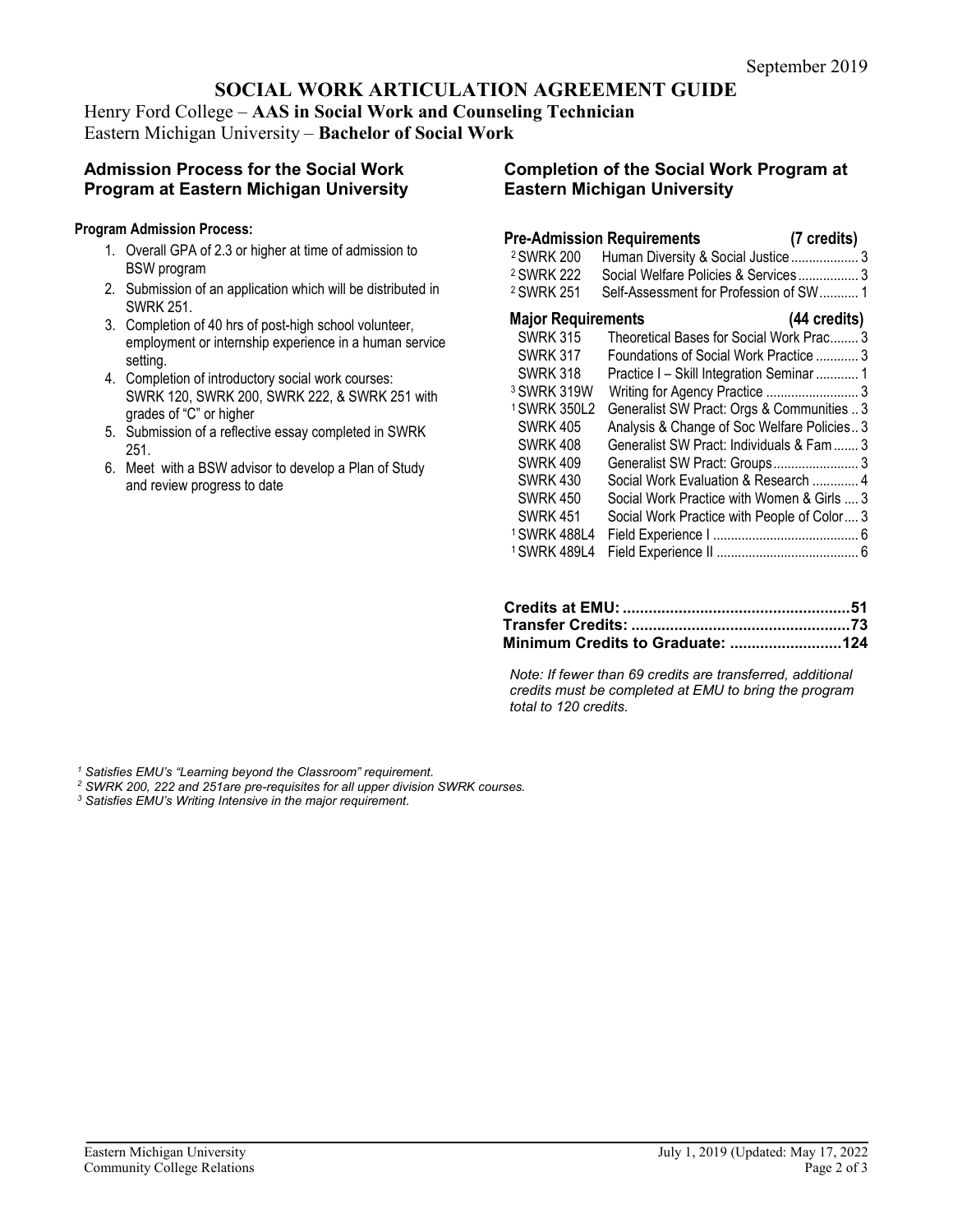September 2019

# SOCIAL WORK ARTICULATION AGREEMENT GUIDE

Henry Ford College – **AAS in Social Work and Counseling Technician**
Eastern Michigan University – **Bachelor of Social Work**

## Admission Process for the Social Work Program at Eastern Michigan University

**Program Admission Process:**

1. Overall GPA of 2.3 or higher at time of admission to BSW program
2. Submission of an application which will be distributed in SWRK 251.
3. Completion of 40 hrs of post-high school volunteer, employment or internship experience in a human service setting.
4. Completion of introductory social work courses: SWRK 120, SWRK 200, SWRK 222, & SWRK 251 with grades of "C" or higher
5. Submission of a reflective essay completed in SWRK 251.
6. Meet with a BSW advisor to develop a Plan of Study and review progress to date

## Completion of the Social Work Program at Eastern Michigan University

| Pre-Admission Requirements | | (7 credits) |
|---|---|---|
| [2] SWRK 200 | Human Diversity & Social Justice | 3 |
| [2] SWRK 222 | Social Welfare Policies & Services | 3 |
| [2] SWRK 251 | Self-Assessment for Profession of SW | 1 |

| Major Requirements | | (44 credits) |
|---|---|---|
| SWRK 315 | Theoretical Bases for Social Work Prac. | 3 |
| SWRK 317 | Foundations of Social Work Practice | 3 |
| SWRK 318 | Practice I – Skill Integration Seminar | 1 |
| [3] SWRK 319W | Writing for Agency Practice | 3 |
| [1] SWRK 350L2 | Generalist SW Pract: Orgs & Communities | 3 |
| SWRK 405 | Analysis & Change of Soc Welfare Policies | 3 |
| SWRK 408 | Generalist SW Pract: Individuals & Fam | 3 |
| SWRK 409 | Generalist SW Pract: Groups | 3 |
| SWRK 430 | Social Work Evaluation & Research | 4 |
| SWRK 450 | Social Work Practice with Women & Girls | 3 |
| SWRK 451 | Social Work Practice with People of Color | 3 |
| [1] SWRK 488L4 | Field Experience I | 6 |
| [1] SWRK 489L4 | Field Experience II | 6 |

**Credits at EMU: ....................................................51**
**Transfer Credits: ..................................................73**
**Minimum Credits to Graduate: ..........................124**

*Note: If fewer than 69 credits are transferred, additional credits must be completed at EMU to bring the program total to 120 credits.*

*[1] Satisfies EMU's "Learning beyond the Classroom" requirement.*
*[2] SWRK 200, 222 and 251are pre-requisites for all upper division SWRK courses.*
*[3] Satisfies EMU's Writing Intensive in the major requirement.*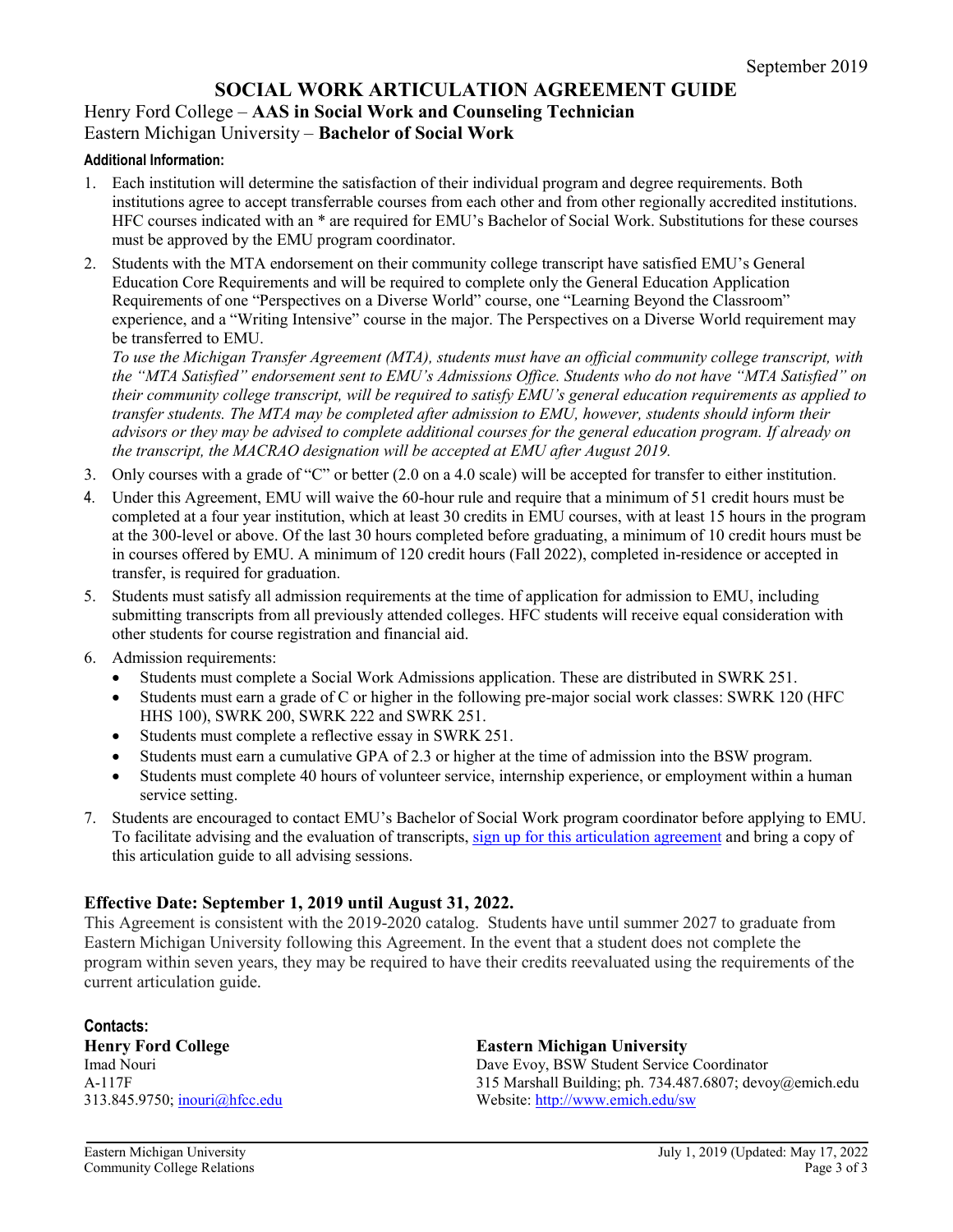September 2019

# SOCIAL WORK ARTICULATION AGREEMENT GUIDE

## Henry Ford College – **AAS in Social Work and Counseling Technician**
## Eastern Michigan University – **Bachelor of Social Work**

**Additional Information:**

1. Each institution will determine the satisfaction of their individual program and degree requirements. Both institutions agree to accept transferrable courses from each other and from other regionally accredited institutions. HFC courses indicated with an * are required for EMU's Bachelor of Social Work. Substitutions for these courses must be approved by the EMU program coordinator.
2. Students with the MTA endorsement on their community college transcript have satisfied EMU's General Education Core Requirements and will be required to complete only the General Education Application Requirements of one "Perspectives on a Diverse World" course, one "Learning Beyond the Classroom" experience, and a "Writing Intensive" course in the major. The Perspectives on a Diverse World requirement may be transferred to EMU.
   *To use the Michigan Transfer Agreement (MTA), students must have an official community college transcript, with the "MTA Satisfied" endorsement sent to EMU's Admissions Office. Students who do not have "MTA Satisfied" on their community college transcript, will be required to satisfy EMU's general education requirements as applied to transfer students. The MTA may be completed after admission to EMU, however, students should inform their advisors or they may be advised to complete additional courses for the general education program. If already on the transcript, the MACRAO designation will be accepted at EMU after August 2019.*
3. Only courses with a grade of "C" or better (2.0 on a 4.0 scale) will be accepted for transfer to either institution.
4. Under this Agreement, EMU will waive the 60-hour rule and require that a minimum of 51 credit hours must be completed at a four year institution, which at least 30 credits in EMU courses, with at least 15 hours in the program at the 300-level or above. Of the last 30 hours completed before graduating, a minimum of 10 credit hours must be in courses offered by EMU. A minimum of 120 credit hours (Fall 2022), completed in-residence or accepted in transfer, is required for graduation.
5. Students must satisfy all admission requirements at the time of application for admission to EMU, including submitting transcripts from all previously attended colleges. HFC students will receive equal consideration with other students for course registration and financial aid.
6. Admission requirements:
   - Students must complete a Social Work Admissions application. These are distributed in SWRK 251.
   - Students must earn a grade of C or higher in the following pre-major social work classes: SWRK 120 (HFC HHS 100), SWRK 200, SWRK 222 and SWRK 251.
   - Students must complete a reflective essay in SWRK 251.
   - Students must earn a cumulative GPA of 2.3 or higher at the time of admission into the BSW program.
   - Students must complete 40 hours of volunteer service, internship experience, or employment within a human service setting.
7. Students are encouraged to contact EMU's Bachelor of Social Work program coordinator before applying to EMU. To facilitate advising and the evaluation of transcripts, sign up for this articulation agreement and bring a copy of this articulation guide to all advising sessions.

### Effective Date: September 1, 2019 until August 31, 2022.

This Agreement is consistent with the 2019-2020 catalog. Students have until summer 2027 to graduate from Eastern Michigan University following this Agreement. In the event that a student does not complete the program within seven years, they may be required to have their credits reevaluated using the requirements of the current articulation guide.

**Contacts:**

**Henry Ford College**
Imad Nouri
A-117F
313.845.9750; inouri@hfcc.edu

**Eastern Michigan University**
Dave Evoy, BSW Student Service Coordinator
315 Marshall Building; ph. 734.487.6807; devoy@emich.edu
Website: http://www.emich.edu/sw

Eastern Michigan University
Community College Relations

July 1, 2019 (Updated: May 17, 2022